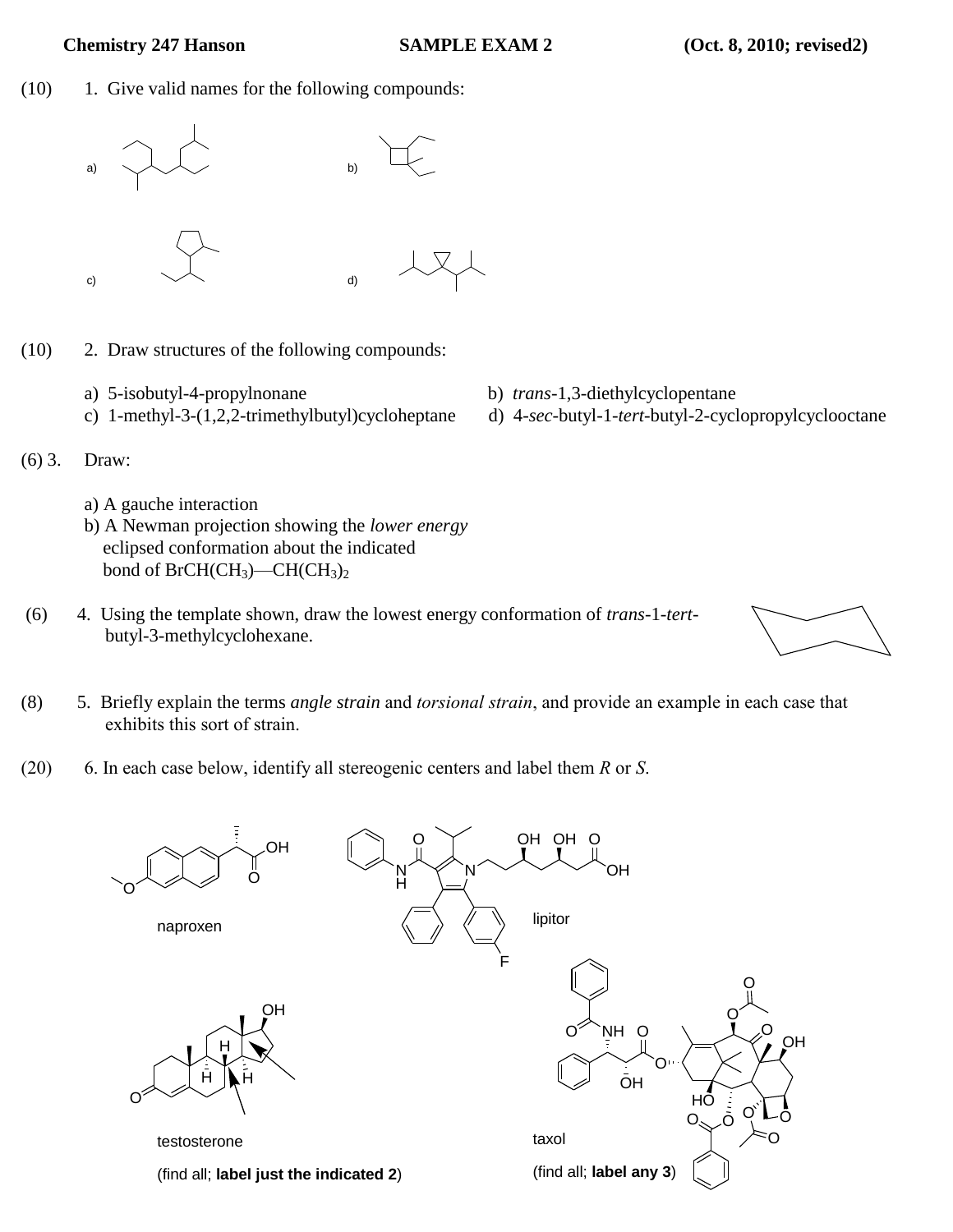**Chemistry 247 Hanson** **SAMPLE EXAM 2** **(Oct. 8, 2010; revised2)**

(10) 1. Give valid names for the following compounds:

a) b)

c) d)

(10) 2. Draw structures of the following compounds:

a) 5-isobutyl-4-propylnonane

b) *trans*-1,3-diethylcyclopentane

c) 1-methyl-3-(1,2,2-trimethylbutyl)cycloheptane

d) 4-*sec*-butyl-1-*tert*-butyl-2-cyclopropylcyclooctane

(6) 3. Draw:

a) A gauche interaction

b) A Newman projection showing the *lower energy* eclipsed conformation about the indicated bond of $BrCH(CH_3)—CH(CH_3)_2$

(6) 4. Using the template shown, draw the lowest energy conformation of *trans*-1-*tert*-butyl-3-methylcyclohexane.

(8) 5. Briefly explain the terms *angle strain* and *torsional strain*, and provide an example in each case that exhibits this sort of strain.

(20) 6. In each case below, identify all stereogenic centers and label them *R* or *S*.

naproxen

lipitor

testosterone

(find all; **label just the indicated 2**)

taxol

(find all; **label any 3**)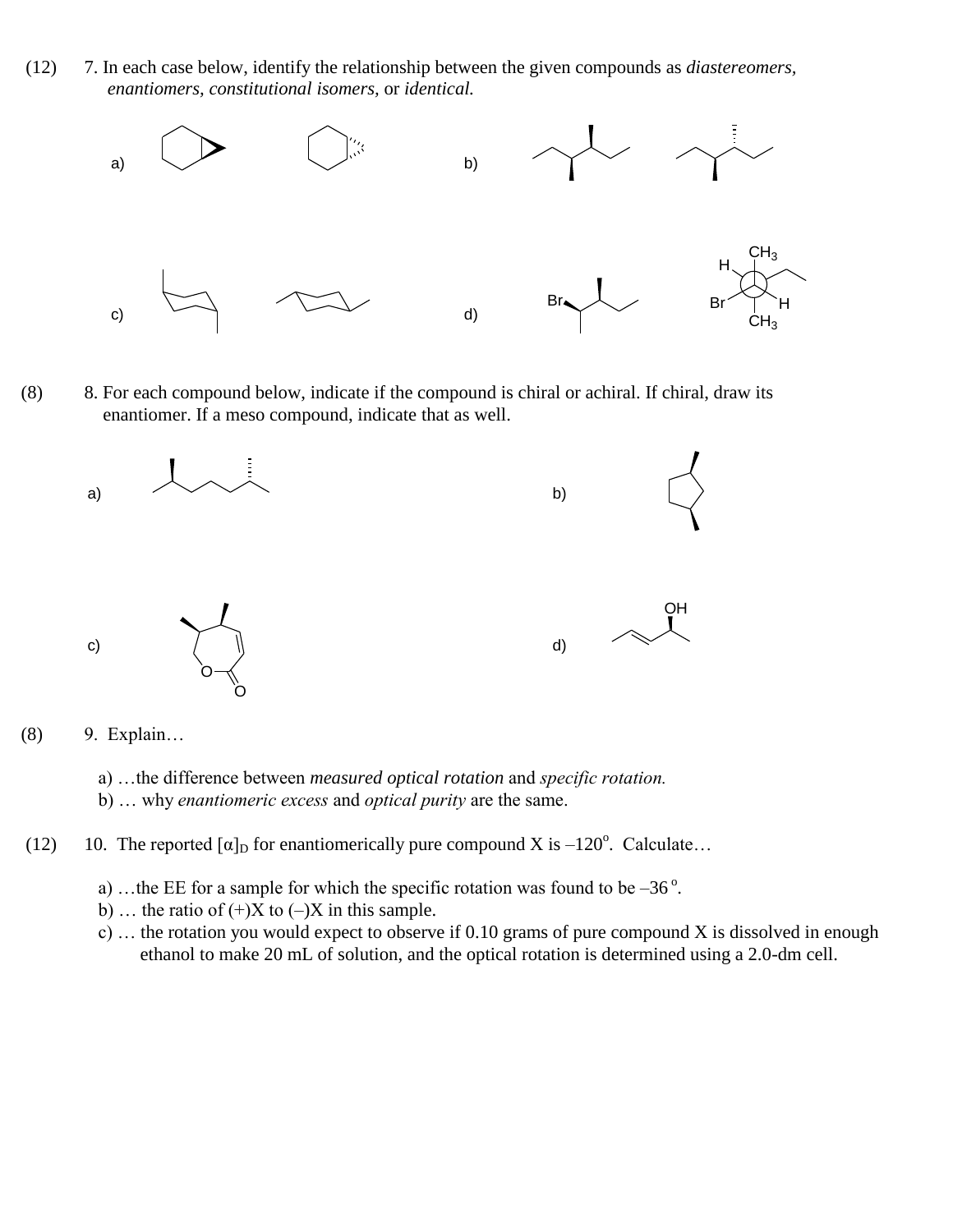(12) 7. In each case below, identify the relationship between the given compounds as *diastereomers, enantiomers, constitutional isomers,* or *identical.*

a)

b)

c)

d)

Br

H
CH$_3$
Br
H
CH$_3$

(8) 8. For each compound below, indicate if the compound is chiral or achiral. If chiral, draw its enantiomer. If a meso compound, indicate that as well.

a)

b)

c)

O
O

d)

OH

(8) 9. Explain…

a) …the difference between *measured optical rotation* and *specific rotation.*
b) … why *enantiomeric excess* and *optical purity* are the same.

(12) 10. The reported $[\alpha]_D$ for enantiomerically pure compound X is $-120^o$. Calculate…

a) …the EE for a sample for which the specific rotation was found to be $-36^o$.
b) … the ratio of (+)X to (–)X in this sample.
c) … the rotation you would expect to observe if 0.10 grams of pure compound X is dissolved in enough ethanol to make 20 mL of solution, and the optical rotation is determined using a 2.0-dm cell.